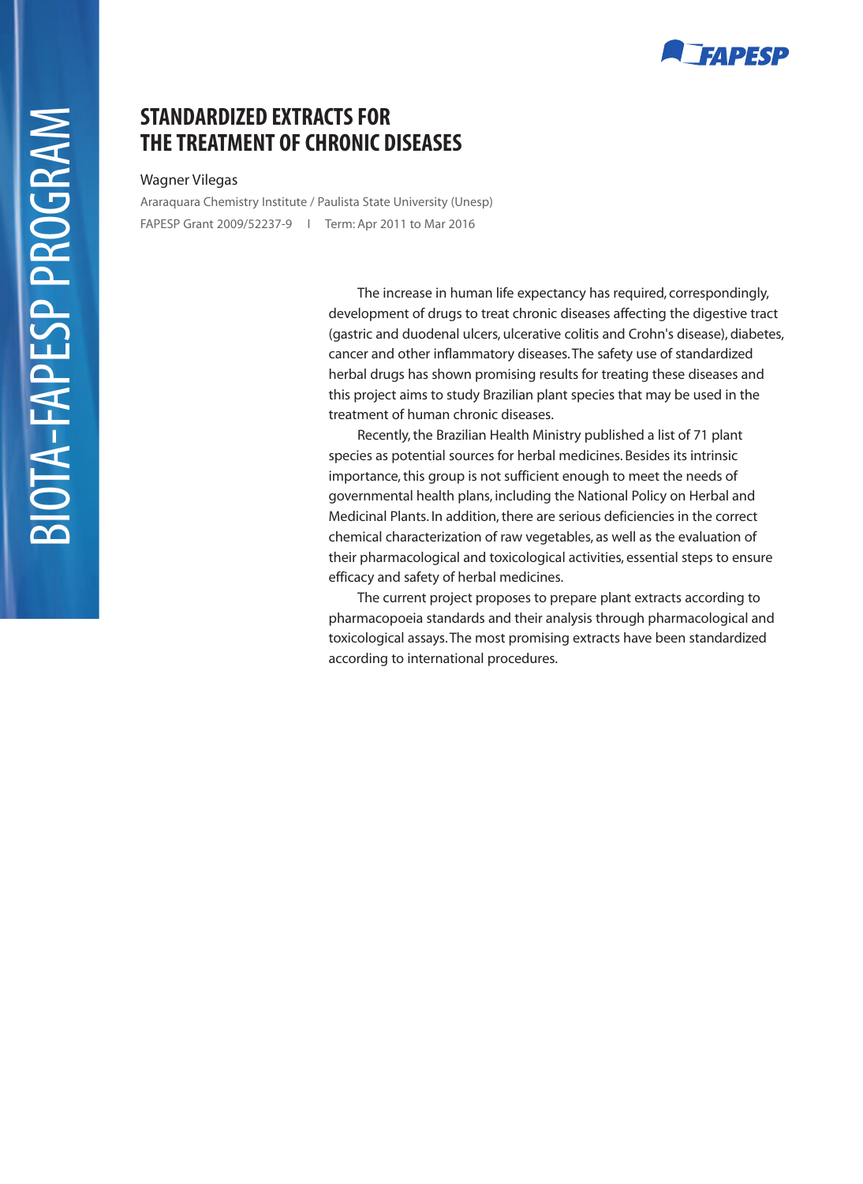# STANDARDIZED EXTRACTS FOR THE TREATMENT OF CHRONIC DISEASES

Wagner Vilegas

Araraquara Chemistry Institute / Paulista State University (Unesp)

FAPESP Grant 2009/52237-9 | Term: Apr 2011 to Mar 2016

The increase in human life expectancy has required, correspondingly, development of drugs to treat chronic diseases affecting the digestive tract (gastric and duodenal ulcers, ulcerative colitis and Crohn's disease), diabetes, cancer and other inflammatory diseases. The safety use of standardized herbal drugs has shown promising results for treating these diseases and this project aims to study Brazilian plant species that may be used in the treatment of human chronic diseases.

Recently, the Brazilian Health Ministry published a list of 71 plant species as potential sources for herbal medicines. Besides its intrinsic importance, this group is not sufficient enough to meet the needs of governmental health plans, including the National Policy on Herbal and Medicinal Plants. In addition, there are serious deficiencies in the correct chemical characterization of raw vegetables, as well as the evaluation of their pharmacological and toxicological activities, essential steps to ensure efficacy and safety of herbal medicines.

The current project proposes to prepare plant extracts according to pharmacopoeia standards and their analysis through pharmacological and toxicological assays. The most promising extracts have been standardized according to international procedures.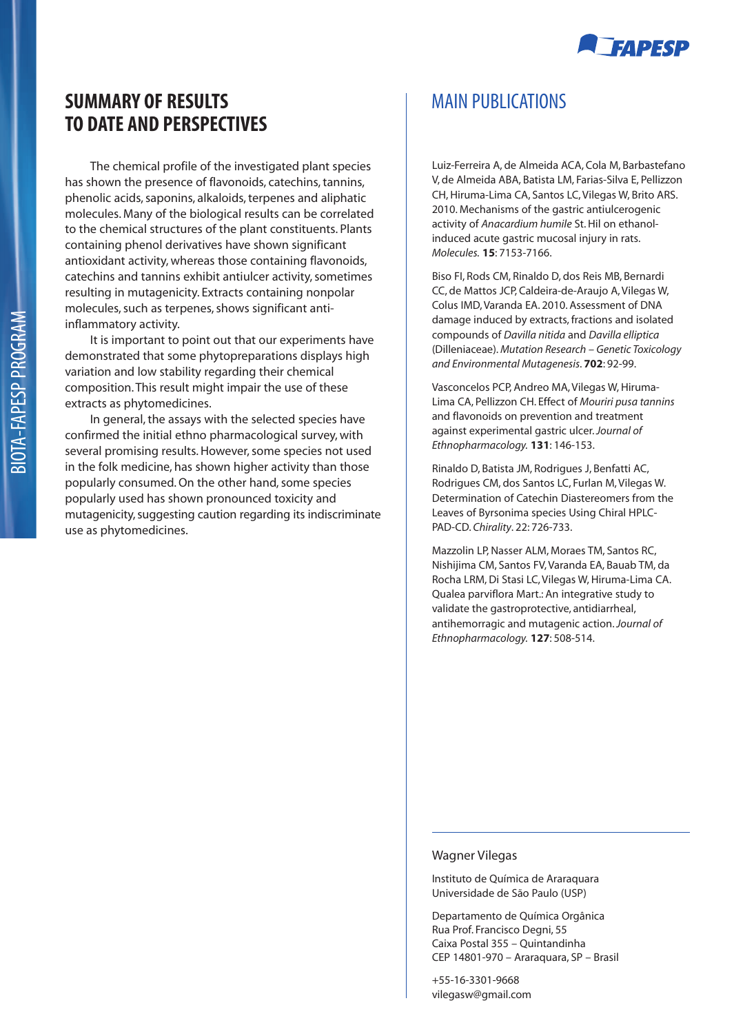## SUMMARY OF RESULTS TO DATE AND PERSPECTIVES

The chemical profile of the investigated plant species has shown the presence of flavonoids, catechins, tannins, phenolic acids, saponins, alkaloids, terpenes and aliphatic molecules. Many of the biological results can be correlated to the chemical structures of the plant constituents. Plants containing phenol derivatives have shown significant antioxidant activity, whereas those containing flavonoids, catechins and tannins exhibit antiulcer activity, sometimes resulting in mutagenicity. Extracts containing nonpolar molecules, such as terpenes, shows significant anti-inflammatory activity.

It is important to point out that our experiments have demonstrated that some phytopreparations displays high variation and low stability regarding their chemical composition. This result might impair the use of these extracts as phytomedicines.

In general, the assays with the selected species have confirmed the initial ethno pharmacological survey, with several promising results. However, some species not used in the folk medicine, has shown higher activity than those popularly consumed. On the other hand, some species popularly used has shown pronounced toxicity and mutagenicity, suggesting caution regarding its indiscriminate use as phytomedicines.

## MAIN PUBLICATIONS

Luiz-Ferreira A, de Almeida ACA, Cola M, Barbastefano V, de Almeida ABA, Batista LM, Farias-Silva E, Pellizzon CH, Hiruma-Lima CA, Santos LC, Vilegas W, Brito ARS. 2010. Mechanisms of the gastric antiulcerogenic activity of *Anacardium humile* St. Hil on ethanol-induced acute gastric mucosal injury in rats. *Molecules.* **15**: 7153-7166.

Biso FI, Rods CM, Rinaldo D, dos Reis MB, Bernardi CC, de Mattos JCP, Caldeira-de-Araujo A, Vilegas W, Colus IMD, Varanda EA. 2010. Assessment of DNA damage induced by extracts, fractions and isolated compounds of *Davilla nitida* and *Davilla elliptica* (Dilleniaceae). *Mutation Research – Genetic Toxicology and Environmental Mutagenesis*. **702**: 92-99.

Vasconcelos PCP, Andreo MA, Vilegas W, Hiruma-Lima CA, Pellizzon CH. Effect of *Mouriri pusa tannins* and flavonoids on prevention and treatment against experimental gastric ulcer. *Journal of Ethnopharmacology.* **131**: 146-153.

Rinaldo D, Batista JM, Rodrigues J, Benfatti AC, Rodrigues CM, dos Santos LC, Furlan M, Vilegas W. Determination of Catechin Diastereomers from the Leaves of Byrsonima species Using Chiral HPLC-PAD-CD. *Chirality*. 22: 726-733.

Mazzolin LP, Nasser ALM, Moraes TM, Santos RC, Nishijima CM, Santos FV, Varanda EA, Bauab TM, da Rocha LRM, Di Stasi LC, Vilegas W, Hiruma-Lima CA. Qualea parviflora Mart.: An integrative study to validate the gastroprotective, antidiarrheal, antihemorragic and mutagenic action. *Journal of Ethnopharmacology.* **127**: 508-514.

---

Wagner Vilegas

Instituto de Química de Araraquara
Universidade de São Paulo (USP)

Departamento de Química Orgânica
Rua Prof. Francisco Degni, 55
Caixa Postal 355 – Quintandinha
CEP 14801-970 – Araraquara, SP – Brasil

+55-16-3301-9668
vilegasw@gmail.com